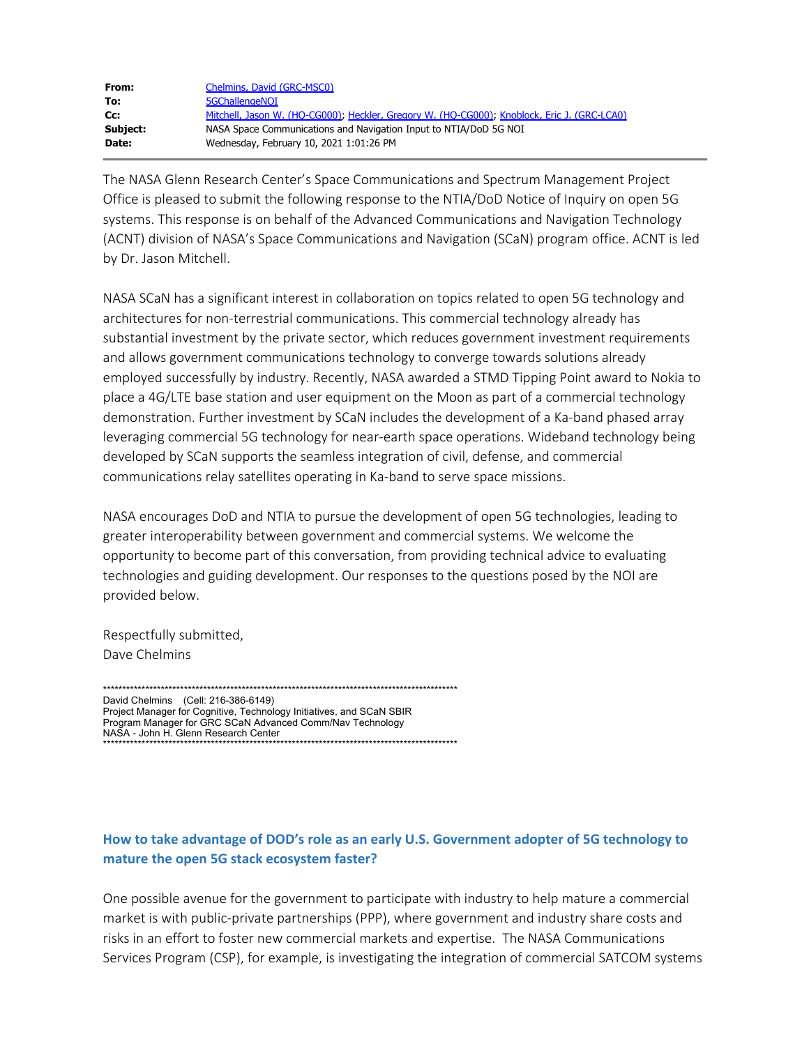| | |
|---|---|
| **From:** | Chelmins, David (GRC-MSC0) |
| **To:** | 5GChallengeNOI |
| **Cc:** | Mitchell, Jason W. (HQ-CG000); Heckler, Gregory W. (HQ-CG000); Knoblock, Eric J. (GRC-LCA0) |
| **Subject:** | NASA Space Communications and Navigation Input to NTIA/DoD 5G NOI |
| **Date:** | Wednesday, February 10, 2021 1:01:26 PM |

The NASA Glenn Research Center's Space Communications and Spectrum Management Project Office is pleased to submit the following response to the NTIA/DoD Notice of Inquiry on open 5G systems. This response is on behalf of the Advanced Communications and Navigation Technology (ACNT) division of NASA's Space Communications and Navigation (SCaN) program office. ACNT is led by Dr. Jason Mitchell.

NASA SCaN has a significant interest in collaboration on topics related to open 5G technology and architectures for non-terrestrial communications. This commercial technology already has substantial investment by the private sector, which reduces government investment requirements and allows government communications technology to converge towards solutions already employed successfully by industry. Recently, NASA awarded a STMD Tipping Point award to Nokia to place a 4G/LTE base station and user equipment on the Moon as part of a commercial technology demonstration. Further investment by SCaN includes the development of a Ka-band phased array leveraging commercial 5G technology for near-earth space operations. Wideband technology being developed by SCaN supports the seamless integration of civil, defense, and commercial communications relay satellites operating in Ka-band to serve space missions.

NASA encourages DoD and NTIA to pursue the development of open 5G technologies, leading to greater interoperability between government and commercial systems. We welcome the opportunity to become part of this conversation, from providing technical advice to evaluating technologies and guiding development. Our responses to the questions posed by the NOI are provided below.

Respectfully submitted,
Dave Chelmins

```
*******************************************************************************************
David Chelmins    (Cell: 216-386-6149)
Project Manager for Cognitive, Technology Initiatives, and SCaN SBIR
Program Manager for GRC SCaN Advanced Comm/Nav Technology
NASA - John H. Glenn Research Center
*******************************************************************************************
```

## How to take advantage of DOD's role as an early U.S. Government adopter of 5G technology to mature the open 5G stack ecosystem faster?

One possible avenue for the government to participate with industry to help mature a commercial market is with public-private partnerships (PPP), where government and industry share costs and risks in an effort to foster new commercial markets and expertise. The NASA Communications Services Program (CSP), for example, is investigating the integration of commercial SATCOM systems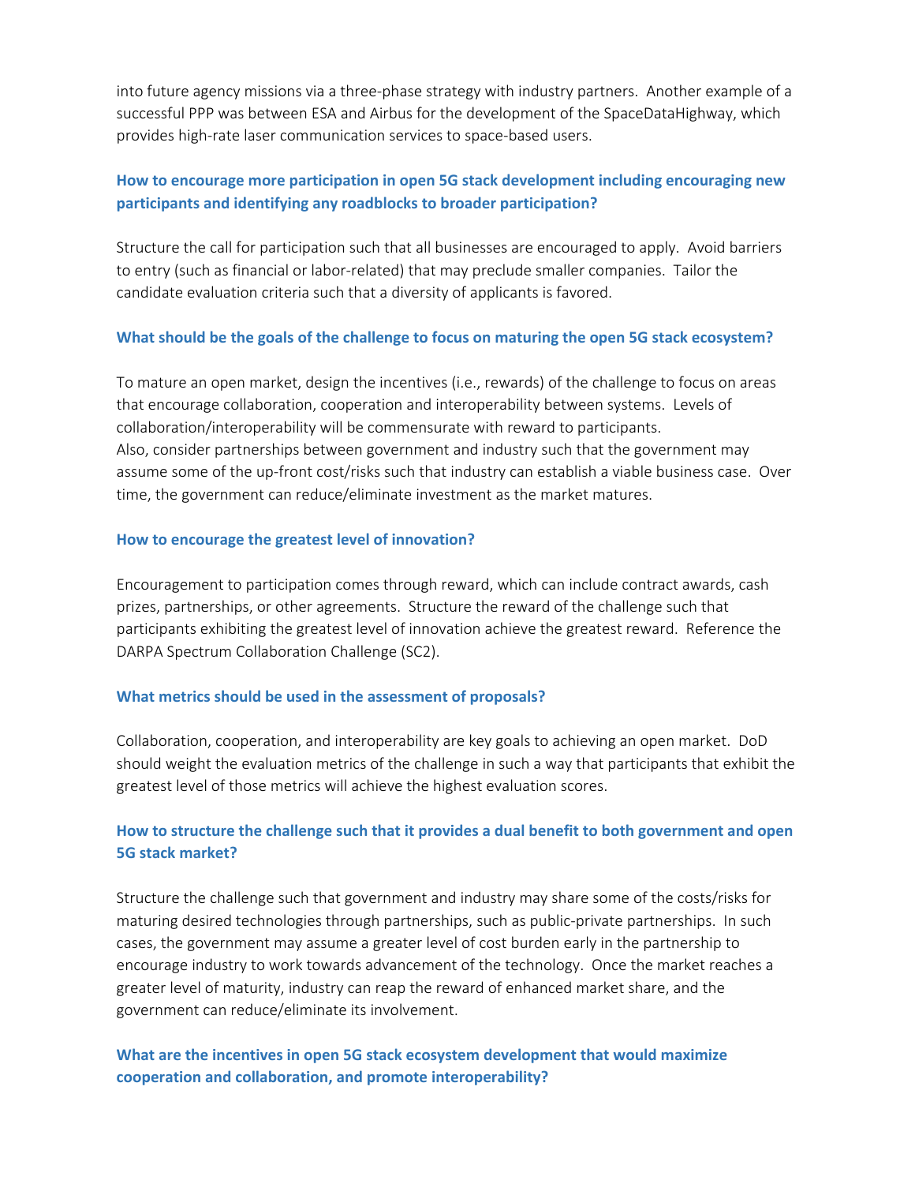into future agency missions via a three-phase strategy with industry partners. Another example of a successful PPP was between ESA and Airbus for the development of the SpaceDataHighway, which provides high-rate laser communication services to space-based users.

### How to encourage more participation in open 5G stack development including encouraging new participants and identifying any roadblocks to broader participation?

Structure the call for participation such that all businesses are encouraged to apply. Avoid barriers to entry (such as financial or labor-related) that may preclude smaller companies. Tailor the candidate evaluation criteria such that a diversity of applicants is favored.

### What should be the goals of the challenge to focus on maturing the open 5G stack ecosystem?

To mature an open market, design the incentives (i.e., rewards) of the challenge to focus on areas that encourage collaboration, cooperation and interoperability between systems. Levels of collaboration/interoperability will be commensurate with reward to participants.
Also, consider partnerships between government and industry such that the government may assume some of the up-front cost/risks such that industry can establish a viable business case. Over time, the government can reduce/eliminate investment as the market matures.

### How to encourage the greatest level of innovation?

Encouragement to participation comes through reward, which can include contract awards, cash prizes, partnerships, or other agreements. Structure the reward of the challenge such that participants exhibiting the greatest level of innovation achieve the greatest reward. Reference the DARPA Spectrum Collaboration Challenge (SC2).

### What metrics should be used in the assessment of proposals?

Collaboration, cooperation, and interoperability are key goals to achieving an open market. DoD should weight the evaluation metrics of the challenge in such a way that participants that exhibit the greatest level of those metrics will achieve the highest evaluation scores.

### How to structure the challenge such that it provides a dual benefit to both government and open 5G stack market?

Structure the challenge such that government and industry may share some of the costs/risks for maturing desired technologies through partnerships, such as public-private partnerships. In such cases, the government may assume a greater level of cost burden early in the partnership to encourage industry to work towards advancement of the technology. Once the market reaches a greater level of maturity, industry can reap the reward of enhanced market share, and the government can reduce/eliminate its involvement.

### What are the incentives in open 5G stack ecosystem development that would maximize cooperation and collaboration, and promote interoperability?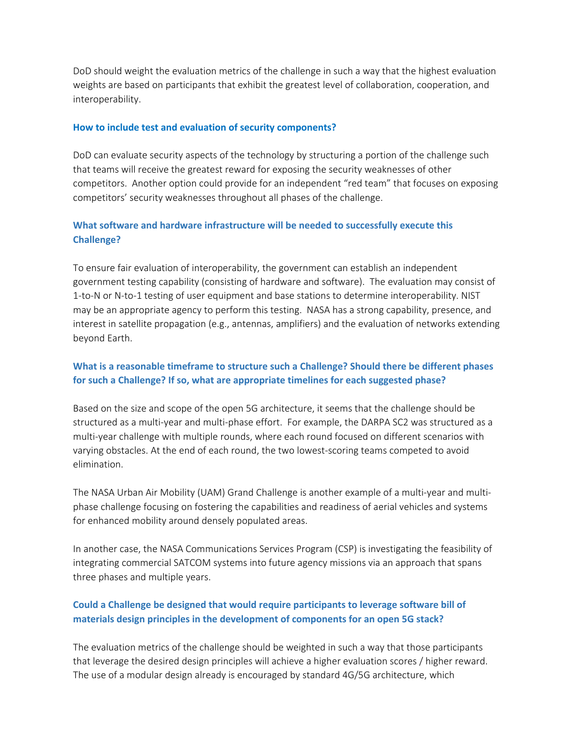DoD should weight the evaluation metrics of the challenge in such a way that the highest evaluation weights are based on participants that exhibit the greatest level of collaboration, cooperation, and interoperability.

#### How to include test and evaluation of security components?

DoD can evaluate security aspects of the technology by structuring a portion of the challenge such that teams will receive the greatest reward for exposing the security weaknesses of other competitors. Another option could provide for an independent "red team" that focuses on exposing competitors' security weaknesses throughout all phases of the challenge.

### What software and hardware infrastructure will be needed to successfully execute this Challenge?

To ensure fair evaluation of interoperability, the government can establish an independent government testing capability (consisting of hardware and software). The evaluation may consist of 1-to-N or N-to-1 testing of user equipment and base stations to determine interoperability. NIST may be an appropriate agency to perform this testing. NASA has a strong capability, presence, and interest in satellite propagation (e.g., antennas, amplifiers) and the evaluation of networks extending beyond Earth.

### What is a reasonable timeframe to structure such a Challenge? Should there be different phases for such a Challenge? If so, what are appropriate timelines for each suggested phase?

Based on the size and scope of the open 5G architecture, it seems that the challenge should be structured as a multi-year and multi-phase effort. For example, the DARPA SC2 was structured as a multi-year challenge with multiple rounds, where each round focused on different scenarios with varying obstacles. At the end of each round, the two lowest-scoring teams competed to avoid elimination.

The NASA Urban Air Mobility (UAM) Grand Challenge is another example of a multi-year and multi-phase challenge focusing on fostering the capabilities and readiness of aerial vehicles and systems for enhanced mobility around densely populated areas.

In another case, the NASA Communications Services Program (CSP) is investigating the feasibility of integrating commercial SATCOM systems into future agency missions via an approach that spans three phases and multiple years.

### Could a Challenge be designed that would require participants to leverage software bill of materials design principles in the development of components for an open 5G stack?

The evaluation metrics of the challenge should be weighted in such a way that those participants that leverage the desired design principles will achieve a higher evaluation scores / higher reward. The use of a modular design already is encouraged by standard 4G/5G architecture, which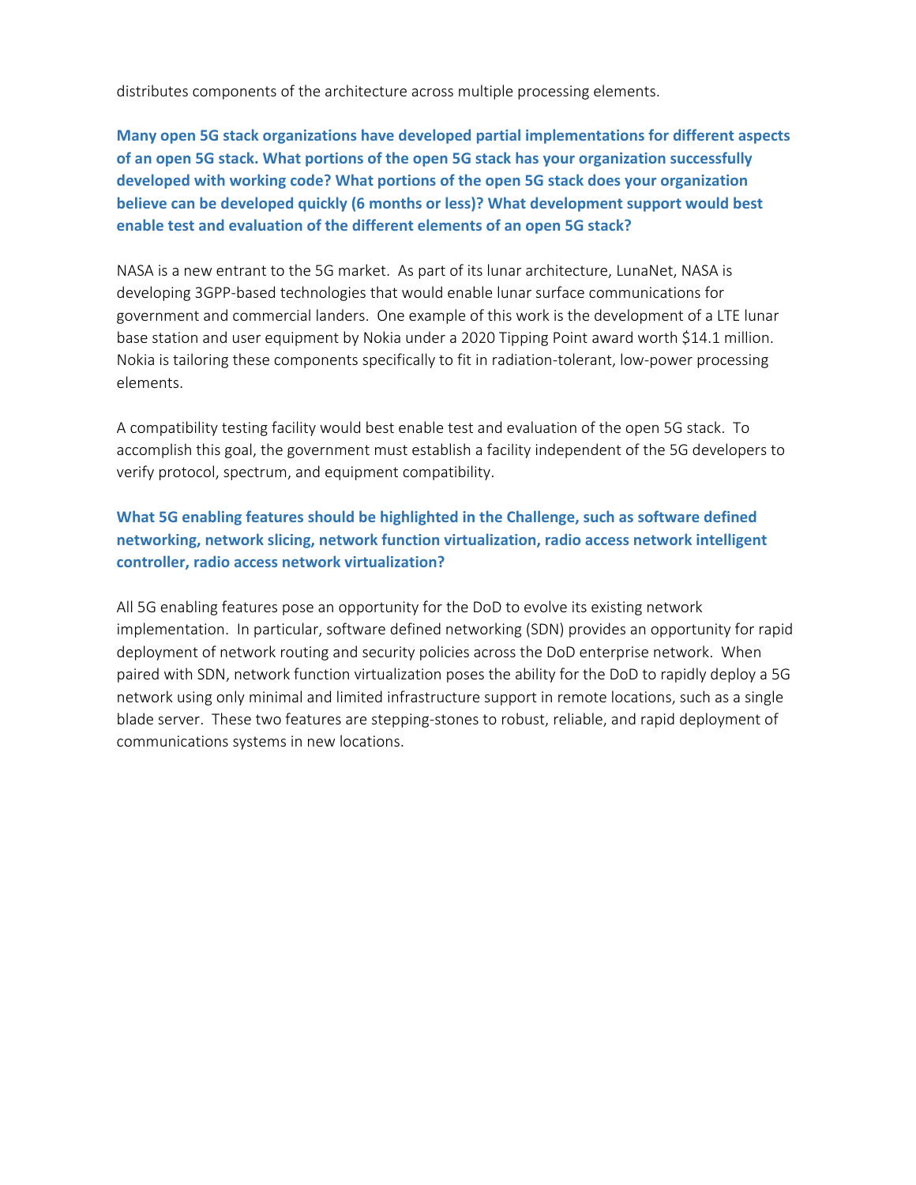distributes components of the architecture across multiple processing elements.

**Many open 5G stack organizations have developed partial implementations for different aspects of an open 5G stack. What portions of the open 5G stack has your organization successfully developed with working code? What portions of the open 5G stack does your organization believe can be developed quickly (6 months or less)? What development support would best enable test and evaluation of the different elements of an open 5G stack?**

NASA is a new entrant to the 5G market. As part of its lunar architecture, LunaNet, NASA is developing 3GPP-based technologies that would enable lunar surface communications for government and commercial landers. One example of this work is the development of a LTE lunar base station and user equipment by Nokia under a 2020 Tipping Point award worth $14.1 million. Nokia is tailoring these components specifically to fit in radiation-tolerant, low-power processing elements.

A compatibility testing facility would best enable test and evaluation of the open 5G stack. To accomplish this goal, the government must establish a facility independent of the 5G developers to verify protocol, spectrum, and equipment compatibility.

**What 5G enabling features should be highlighted in the Challenge, such as software defined networking, network slicing, network function virtualization, radio access network intelligent controller, radio access network virtualization?**

All 5G enabling features pose an opportunity for the DoD to evolve its existing network implementation. In particular, software defined networking (SDN) provides an opportunity for rapid deployment of network routing and security policies across the DoD enterprise network. When paired with SDN, network function virtualization poses the ability for the DoD to rapidly deploy a 5G network using only minimal and limited infrastructure support in remote locations, such as a single blade server. These two features are stepping-stones to robust, reliable, and rapid deployment of communications systems in new locations.